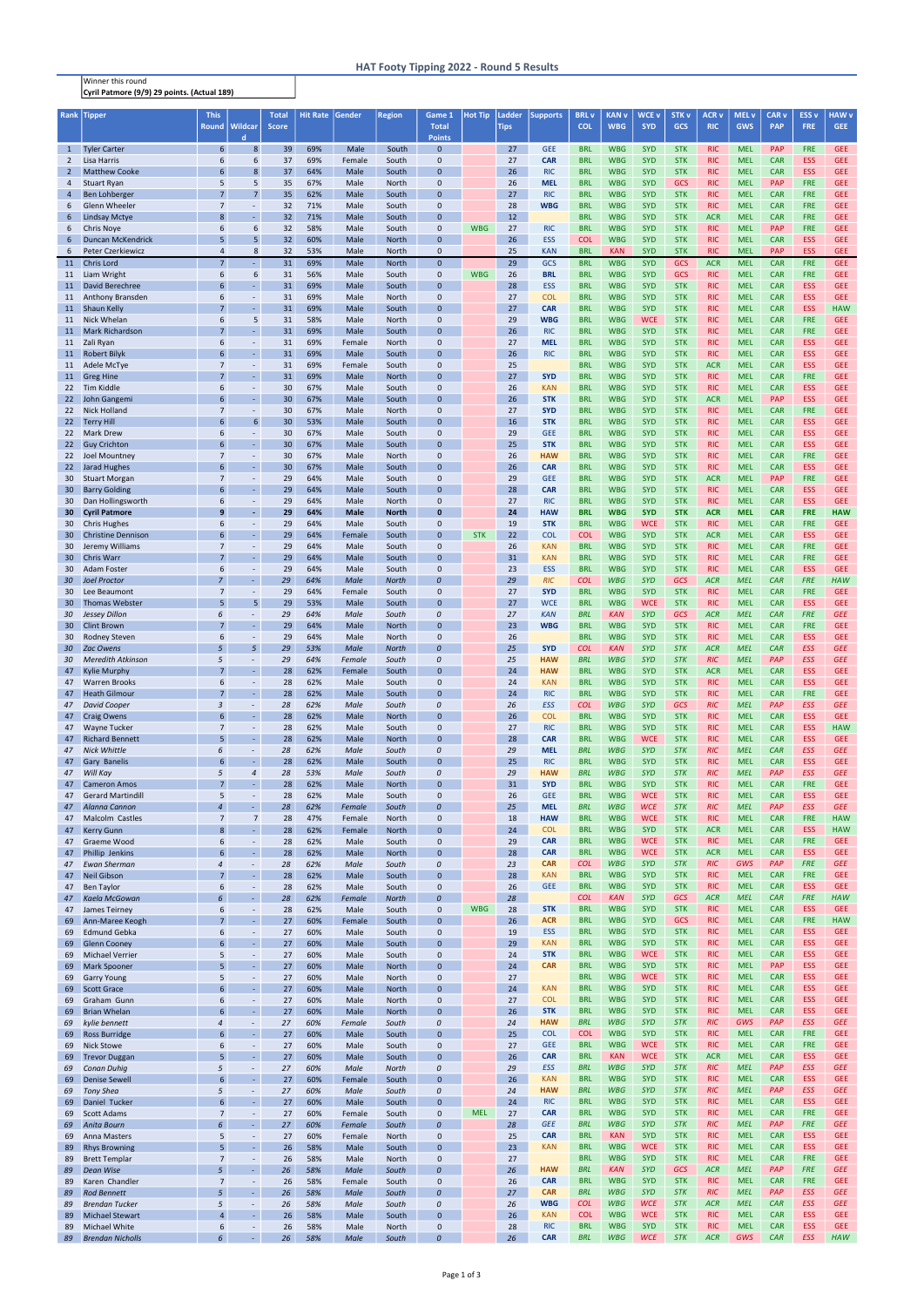# HAT Footy Tipping 2022 - Round 5 Results

Winner this round
**Cyril Patmore (9/9) 29 points. (Actual 189)**

| Rank | Tipper | This Round | Wildcard | Total Score | Hit Rate | Gender | Region | Game 1 Total Points | Hot Tip | Ladder Tips | Supports | BRL v COL | KAN v WBG | WCE v SYD | STK v GCS | ACR v RIC | MEL v GWS | CAR v PAP | ESS v FRE | HAW v GEE |
|---|---|---|---|---|---|---|---|---|---|---|---|---|---|---|---|---|---|---|---|---|
| 1 | Tyler Carter | 6 | 8 | 39 | 69% | Male | South | 0 | | 27 | GEE | BRL | WBG | SYD | STK | RIC | MEL | PAP | FRE | GEE |
| 2 | Lisa Harris | 6 | 6 | 37 | 69% | Female | South | 0 | | 27 | CAR | BRL | WBG | SYD | STK | RIC | MEL | CAR | ESS | GEE |
| 2 | Matthew Cooke | 6 | 8 | 37 | 64% | Male | South | 0 | | 26 | RIC | BRL | WBG | SYD | STK | RIC | MEL | CAR | ESS | GEE |
| 4 | Stuart Ryan | 5 | 5 | 35 | 67% | Male | North | 0 | | 26 | MEL | BRL | WBG | SYD | GCS | RIC | MEL | PAP | FRE | GEE |
| 4 | Ben Lohberger | 7 | 7 | 35 | 62% | Male | South | 0 | | 27 | RIC | BRL | WBG | SYD | STK | RIC | MEL | CAR | FRE | GEE |
| 6 | Glenn Wheeler | 7 | - | 32 | 71% | Male | South | 0 | | 28 | WBG | BRL | WBG | SYD | STK | RIC | MEL | CAR | FRE | GEE |
| 6 | Lindsay Mctye | 8 | - | 32 | 71% | Male | South | 0 | | 12 | | BRL | WBG | SYD | STK | ACR | MEL | CAR | FRE | GEE |
| 6 | Chris Noye | 6 | 6 | 32 | 58% | Male | South | 0 | WBG | 27 | RIC | BRL | WBG | SYD | STK | RIC | MEL | PAP | FRE | GEE |
| 6 | Duncan McKendrick | 5 | 5 | 32 | 60% | Male | North | 0 | | 26 | ESS | COL | WBG | SYD | STK | RIC | MEL | CAR | ESS | GEE |
| 6 | Peter Czerkiewicz | 4 | 8 | 32 | 53% | Male | North | 0 | | 25 | KAN | BRL | WBG | SYD | STK | RIC | MEL | PAP | ESS | GEE |
| 11 | Chris Lord | 7 | - | 31 | 69% | Male | North | 0 | | 29 | GCS | BRL | WBG | SYD | GCS | ACR | MEL | CAR | FRE | GEE |
| 11 | Liam Wright | 6 | 6 | 31 | 56% | Male | South | 0 | WBG | 26 | BRL | BRL | WBG | SYD | GCS | RIC | MEL | CAR | FRE | GEE |
| 11 | David Berechree | 6 | - | 31 | 69% | Male | South | 0 | | 28 | ESS | BRL | WBG | SYD | STK | RIC | MEL | CAR | ESS | GEE |
| 11 | Anthony Bransden | 6 | - | 31 | 69% | Male | North | 0 | | 27 | COL | BRL | WBG | SYD | STK | RIC | MEL | CAR | ESS | GEE |
| 11 | Shaun Kelly | 7 | - | 31 | 69% | Male | South | 0 | | 27 | CAR | BRL | WBG | SYD | STK | RIC | MEL | CAR | ESS | HAW |
| 11 | Nick Whelan | 6 | 5 | 31 | 58% | Male | North | 0 | | 29 | WBG | BRL | WBG | WCE | STK | RIC | MEL | CAR | FRE | GEE |
| 11 | Mark Richardson | 7 | - | 31 | 69% | Male | South | 0 | | 26 | RIC | BRL | WBG | SYD | STK | RIC | MEL | CAR | FRE | GEE |
| 11 | Zali Ryan | 6 | - | 31 | 69% | Female | North | 0 | | 27 | MEL | BRL | WBG | SYD | STK | RIC | MEL | CAR | ESS | GEE |
| 11 | Robert Bilyk | 6 | - | 31 | 69% | Male | South | 0 | | 26 | RIC | BRL | WBG | SYD | STK | RIC | MEL | CAR | ESS | GEE |
| 11 | Adele McTye | 7 | - | 31 | 69% | Female | South | 0 | | 25 | | BRL | WBG | SYD | STK | ACR | MEL | CAR | ESS | GEE |
| 11 | Greg Hine | 7 | - | 31 | 69% | Male | North | 0 | | 27 | SYD | BRL | WBG | SYD | STK | RIC | MEL | CAR | FRE | GEE |
| 22 | Tim Kiddle | 6 | - | 30 | 67% | Male | South | 0 | | 26 | KAN | BRL | WBG | SYD | STK | RIC | MEL | CAR | ESS | GEE |
| 22 | John Gangemi | 6 | - | 30 | 67% | Male | South | 0 | | 26 | STK | BRL | WBG | SYD | STK | ACR | MEL | PAP | ESS | GEE |
| 22 | Nick Holland | 7 | - | 30 | 67% | Male | North | 0 | | 27 | SYD | BRL | WBG | SYD | STK | RIC | MEL | CAR | FRE | GEE |
| 22 | Terry Hill | 6 | 6 | 30 | 53% | Male | South | 0 | | 16 | STK | BRL | WBG | SYD | STK | RIC | MEL | CAR | ESS | GEE |
| 22 | Mark Drew | 6 | - | 30 | 67% | Male | South | 0 | | 29 | GEE | BRL | WBG | SYD | STK | RIC | MEL | CAR | ESS | GEE |
| 22 | Guy Crichton | 6 | - | 30 | 67% | Male | South | 0 | | 25 | STK | BRL | WBG | SYD | STK | RIC | MEL | CAR | ESS | GEE |
| 22 | Joel Mountney | 7 | - | 30 | 67% | Male | North | 0 | | 26 | HAW | BRL | WBG | SYD | STK | RIC | MEL | CAR | FRE | GEE |
| 22 | Jarad Hughes | 6 | - | 30 | 67% | Male | South | 0 | | 26 | CAR | BRL | WBG | SYD | STK | RIC | MEL | CAR | ESS | GEE |
| 30 | Stuart Morgan | 7 | - | 29 | 64% | Male | South | 0 | | 29 | GEE | BRL | WBG | SYD | STK | ACR | MEL | PAP | FRE | GEE |
| 30 | Barry Golding | 6 | - | 29 | 64% | Male | South | 0 | | 28 | CAR | BRL | WBG | SYD | STK | RIC | MEL | CAR | ESS | GEE |
| 30 | Dan Hollingsworth | 6 | - | 29 | 64% | Male | North | 0 | | 27 | RIC | BRL | WBG | SYD | STK | RIC | MEL | CAR | ESS | GEE |
| **30** | **Cyril Patmore** | **9** | **-** | **29** | **64%** | **Male** | **North** | **0** | | **24** | **HAW** | **BRL** | **WBG** | **SYD** | **STK** | **ACR** | **MEL** | **CAR** | **FRE** | **HAW** |
| 30 | Chris Hughes | 6 | - | 29 | 64% | Male | South | 0 | | 19 | STK | BRL | WBG | WCE | STK | RIC | MEL | CAR | FRE | GEE |
| 30 | Christine Dennison | 6 | - | 29 | 64% | Female | South | 0 | STK | 22 | COL | COL | WBG | SYD | STK | ACR | MEL | CAR | ESS | GEE |
| 30 | Jeremy Williams | 7 | - | 29 | 64% | Male | South | 0 | | 26 | KAN | BRL | WBG | SYD | STK | RIC | MEL | CAR | FRE | GEE |
| 30 | Chris Warr | 7 | - | 29 | 64% | Male | South | 0 | | 31 | KAN | BRL | WBG | SYD | STK | RIC | MEL | CAR | FRE | GEE |
| 30 | Adam Foster | 6 | - | 29 | 64% | Male | South | 0 | | 23 | ESS | BRL | WBG | SYD | STK | RIC | MEL | CAR | ESS | GEE |
| *30* | *Joel Proctor* | *7* | *-* | *29* | *64%* | *Male* | *North* | *0* | | *29* | *RIC* | *COL* | *WBG* | *SYD* | *GCS* | *ACR* | *MEL* | *CAR* | *FRE* | *HAW* |
| 30 | Lee Beaumont | 7 | - | 29 | 64% | Female | South | 0 | | 27 | SYD | BRL | WBG | SYD | STK | RIC | MEL | CAR | FRE | GEE |
| 30 | Thomas Webster | 5 | 5 | 29 | 53% | Male | South | 0 | | 27 | WCE | BRL | WBG | WCE | STK | RIC | MEL | CAR | ESS | GEE |
| *30* | *Jessey Dillon* | *6* | *-* | *29* | *64%* | *Male* | *South* | *0* | | *27* | *KAN* | *BRL* | *KAN* | *SYD* | *GCS* | *ACR* | *MEL* | *CAR* | *FRE* | *GEE* |
| 30 | Clint Brown | 7 | - | 29 | 64% | Male | North | 0 | | 23 | WBG | BRL | WBG | SYD | STK | RIC | MEL | CAR | FRE | GEE |
| 30 | Rodney Steven | 6 | - | 29 | 64% | Male | North | 0 | | 26 | | BRL | WBG | SYD | STK | RIC | MEL | CAR | ESS | GEE |
| *30* | *Zac Owens* | *5* | *5* | *29* | *53%* | *Male* | *North* | *0* | | *25* | *SYD* | *COL* | *KAN* | *SYD* | *STK* | *ACR* | *MEL* | *CAR* | *ESS* | *GEE* |
| *30* | *Meredith Atkinson* | *5* | *-* | *29* | *64%* | *Female* | *South* | *0* | | *25* | *HAW* | *BRL* | *WBG* | *SYD* | *STK* | *RIC* | *MEL* | *PAP* | *ESS* | *GEE* |
| 47 | Kylie Murphy | 7 | - | 28 | 62% | Female | South | 0 | | 24 | HAW | BRL | WBG | SYD | STK | ACR | MEL | CAR | ESS | GEE |
| 47 | Warren Brooks | 6 | - | 28 | 62% | Male | South | 0 | | 24 | KAN | BRL | WBG | SYD | STK | RIC | MEL | CAR | ESS | GEE |
| 47 | Heath Gilmour | 7 | - | 28 | 62% | Male | South | 0 | | 24 | RIC | BRL | WBG | SYD | STK | RIC | MEL | CAR | FRE | GEE |
| *47* | *David Cooper* | *3* | *-* | *28* | *62%* | *Male* | *South* | *0* | | *26* | *ESS* | *COL* | *WBG* | *SYD* | *GCS* | *RIC* | *MEL* | *PAP* | *ESS* | *GEE* |
| 47 | Craig Owens | 6 | - | 28 | 62% | Male | North | 0 | | 26 | COL | BRL | WBG | SYD | STK | RIC | MEL | CAR | ESS | GEE |
| 47 | Wayne Tucker | 7 | - | 28 | 62% | Male | South | 0 | | 27 | RIC | BRL | WBG | SYD | STK | RIC | MEL | CAR | ESS | HAW |
| 47 | Richard Bennett | 5 | - | 28 | 62% | Male | North | 0 | | 28 | CAR | BRL | WBG | WCE | STK | RIC | MEL | CAR | ESS | GEE |
| *47* | *Nick Whittle* | *6* | *-* | *28* | *62%* | *Male* | *South* | *0* | | *29* | *MEL* | *BRL* | *WBG* | *SYD* | *STK* | *RIC* | *MEL* | *CAR* | *ESS* | *GEE* |
| 47 | Gary Banelis | 6 | - | 28 | 62% | Male | South | 0 | | 25 | RIC | BRL | WBG | SYD | STK | RIC | MEL | CAR | ESS | GEE |
| *47* | *Will Kay* | *5* | *4* | *28* | *53%* | *Male* | *South* | *0* | | *29* | *HAW* | *BRL* | *WBG* | *SYD* | *STK* | *RIC* | *MEL* | *PAP* | *ESS* | *GEE* |
| 47 | Cameron Amos | 7 | - | 28 | 62% | Male | North | 0 | | 31 | SYD | BRL | WBG | SYD | STK | RIC | MEL | CAR | FRE | GEE |
| 47 | Gerard Martindill | 5 | - | 28 | 62% | Male | South | 0 | | 26 | GEE | BRL | WBG | WCE | STK | RIC | MEL | CAR | ESS | GEE |
| *47* | *Alanna Cannon* | *4* | *-* | *28* | *62%* | *Female* | *South* | *0* | | *25* | *MEL* | *BRL* | *WBG* | *WCE* | *STK* | *RIC* | *MEL* | *PAP* | *ESS* | *GEE* |
| 47 | Malcolm Castles | 7 | 7 | 28 | 47% | Female | North | 0 | | 18 | HAW | BRL | WBG | WCE | STK | RIC | MEL | CAR | FRE | HAW |
| 47 | Kerry Gunn | 8 | - | 28 | 62% | Female | North | 0 | | 24 | COL | BRL | WBG | SYD | STK | ACR | MEL | CAR | ESS | HAW |
| 47 | Graeme Wood | 6 | - | 28 | 62% | Male | South | 0 | | 29 | CAR | BRL | WBG | WCE | STK | RIC | MEL | CAR | FRE | GEE |
| 47 | Phillip Jenkins | 6 | - | 28 | 62% | Male | North | 0 | | 28 | CAR | BRL | WBG | WCE | STK | ACR | MEL | CAR | ESS | GEE |
| *47* | *Ewan Sherman* | *4* | *-* | *28* | *62%* | *Male* | *South* | *0* | | *23* | *CAR* | *COL* | *WBG* | *SYD* | *STK* | *RIC* | *GWS* | *PAP* | *FRE* | *GEE* |
| 47 | Neil Gibson | 7 | - | 28 | 62% | Male | South | 0 | | 28 | KAN | BRL | WBG | SYD | STK | RIC | MEL | CAR | FRE | GEE |
| 47 | Ben Taylor | 6 | - | 28 | 62% | Male | South | 0 | | 26 | GEE | BRL | WBG | SYD | STK | RIC | MEL | CAR | ESS | GEE |
| *47* | *Kaela McGowan* | *6* | *-* | *28* | *62%* | *Female* | *North* | *0* | | *28* | | *COL* | *KAN* | *SYD* | *GCS* | *ACR* | *MEL* | *CAR* | *FRE* | *HAW* |
| 47 | James Teirney | 6 | - | 28 | 62% | Male | South | 0 | WBG | 28 | STK | BRL | WBG | SYD | STK | RIC | MEL | CAR | ESS | GEE |
| 69 | Ann-Maree Keogh | 7 | - | 27 | 60% | Female | South | 0 | | 26 | ACR | BRL | WBG | SYD | GCS | RIC | MEL | CAR | FRE | HAW |
| 69 | Edmund Gebka | 6 | - | 27 | 60% | Male | South | 0 | | 19 | ESS | BRL | WBG | SYD | STK | RIC | MEL | CAR | ESS | GEE |
| 69 | Glenn Cooney | 6 | - | 27 | 60% | Male | South | 0 | | 29 | KAN | BRL | WBG | SYD | STK | RIC | MEL | CAR | ESS | GEE |
| 69 | Michael Verrier | 5 | - | 27 | 60% | Male | South | 0 | | 24 | STK | BRL | WBG | WCE | STK | RIC | MEL | CAR | ESS | GEE |
| 69 | Mark Spooner | 5 | - | 27 | 60% | Male | North | 0 | | 24 | CAR | BRL | WBG | SYD | STK | RIC | MEL | PAP | ESS | GEE |
| 69 | Garry Young | 5 | - | 27 | 60% | Male | North | 0 | | 27 | | BRL | WBG | WCE | STK | RIC | MEL | CAR | ESS | GEE |
| 69 | Scott Grace | 6 | - | 27 | 60% | Male | North | 0 | | 24 | KAN | BRL | WBG | SYD | STK | RIC | MEL | CAR | ESS | GEE |
| 69 | Graham Gunn | 6 | - | 27 | 60% | Male | North | 0 | | 27 | COL | BRL | WBG | SYD | STK | RIC | MEL | CAR | ESS | GEE |
| 69 | Brian Whelan | 6 | - | 27 | 60% | Male | North | 0 | | 26 | STK | BRL | WBG | SYD | STK | RIC | MEL | CAR | ESS | GEE |
| *69* | *kylie bennett* | *4* | *-* | *27* | *60%* | *Female* | *South* | *0* | | *24* | *HAW* | *BRL* | *WBG* | *SYD* | *STK* | *RIC* | *GWS* | *PAP* | *ESS* | *GEE* |
| 69 | Ross Burridge | 6 | - | 27 | 60% | Male | South | 0 | | 25 | COL | COL | WBG | SYD | STK | RIC | MEL | CAR | FRE | GEE |
| 69 | Nick Stowe | 6 | - | 27 | 60% | Male | South | 0 | | 27 | GEE | BRL | WBG | WCE | STK | RIC | MEL | CAR | FRE | GEE |
| 69 | Trevor Duggan | 5 | - | 27 | 60% | Male | South | 0 | | 26 | CAR | BRL | KAN | WCE | STK | ACR | MEL | CAR | ESS | GEE |
| *69* | *Conan Duhig* | *5* | *-* | *27* | *60%* | *Male* | *North* | *0* | | *29* | *ESS* | *BRL* | *WBG* | *SYD* | *STK* | *RIC* | *MEL* | *PAP* | *ESS* | *GEE* |
| 69 | Denise Sewell | 6 | - | 27 | 60% | Female | South | 0 | | 26 | KAN | BRL | WBG | SYD | STK | RIC | MEL | CAR | ESS | GEE |
| *69* | *Tony Shea* | *5* | *-* | *27* | *60%* | *Male* | *South* | *0* | | *24* | *HAW* | *BRL* | *WBG* | *SYD* | *STK* | *RIC* | *MEL* | *PAP* | *ESS* | *GEE* |
| 69 | Daniel Tucker | 6 | - | 27 | 60% | Male | South | 0 | | 24 | RIC | BRL | WBG | SYD | STK | RIC | MEL | CAR | ESS | GEE |
| 69 | Scott Adams | 7 | - | 27 | 60% | Female | South | 0 | MEL | 27 | CAR | BRL | WBG | SYD | STK | RIC | MEL | CAR | FRE | GEE |
| *69* | *Anita Bourn* | *6* | *-* | *27* | *60%* | *Female* | *South* | *0* | | *28* | *GEE* | *BRL* | *WBG* | *SYD* | *STK* | *RIC* | *MEL* | *PAP* | *FRE* | *GEE* |
| 69 | Anna Masters | 5 | - | 27 | 60% | Female | North | 0 | | 25 | CAR | BRL | KAN | SYD | STK | RIC | MEL | CAR | ESS | GEE |
| 89 | Rhys Browning | 5 | - | 26 | 58% | Male | South | 0 | | 23 | KAN | BRL | WBG | WCE | STK | RIC | MEL | CAR | ESS | GEE |
| 89 | Brett Templar | 7 | - | 26 | 58% | Male | North | 0 | | 27 | | BRL | WBG | SYD | STK | RIC | MEL | CAR | FRE | GEE |
| *89* | *Dean Wise* | *5* | *-* | *26* | *58%* | *Male* | *South* | *0* | | *26* | *HAW* | *BRL* | *KAN* | *SYD* | *GCS* | *ACR* | *MEL* | *PAP* | *FRE* | *GEE* |
| 89 | Karen Chandler | 7 | - | 26 | 58% | Female | South | 0 | | 26 | CAR | BRL | WBG | SYD | STK | RIC | MEL | CAR | FRE | GEE |
| *89* | *Rod Bennett* | *5* | *-* | *26* | *58%* | *Male* | *South* | *0* | | *27* | *CAR* | *BRL* | *WBG* | *SYD* | *STK* | *RIC* | *MEL* | *PAP* | *ESS* | *GEE* |
| *89* | *Brendan Tucker* | *5* | *-* | *26* | *58%* | *Male* | *South* | *0* | | *26* | *WBG* | *COL* | *WBG* | *WCE* | *STK* | *ACR* | *MEL* | *CAR* | *ESS* | *GEE* |
| 89 | Michael Stewart | 4 | - | 26 | 58% | Male | South | 0 | | 26 | KAN | COL | WBG | WCE | STK | RIC | MEL | CAR | ESS | GEE |
| 89 | Michael White | 6 | - | 26 | 58% | Male | North | 0 | | 28 | RIC | BRL | WBG | SYD | STK | RIC | MEL | CAR | ESS | GEE |
| *89* | *Brendan Nicholls* | *6* | *-* | *26* | *58%* | *Male* | *South* | *0* | | *26* | *CAR* | *BRL* | *WBG* | *WCE* | *STK* | *ACR* | *GWS* | *CAR* | *ESS* | *HAW* |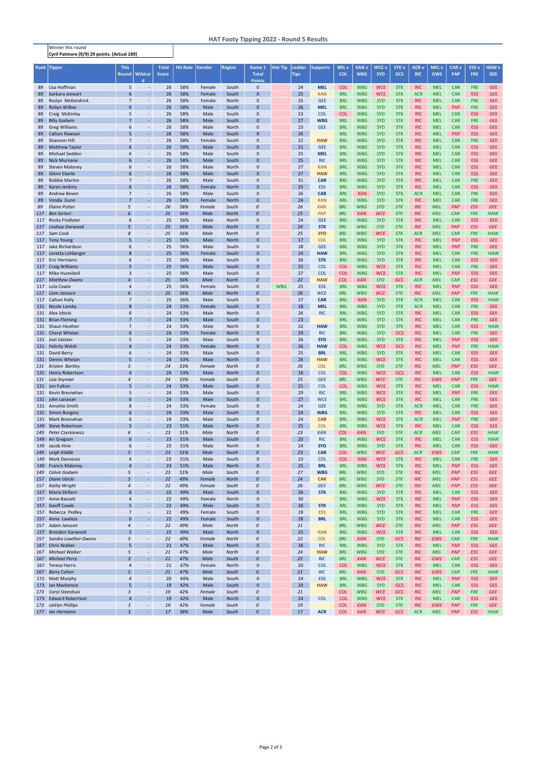## HAT Footy Tipping 2022 - Round 5 Results

Winner this round
**Cyril Patmore (9/9) 29 points. (Actual 189)**

| Rank | Tipper | This Round | Wildcard | Total Score | Hit Rate | Gender | Region | Game 1 Total Points | Hot Tip | Ladder Tips | Supports | BRL v COL | KAN v WBG | WCE v SYD | STK v GCS | ACR v RIC | MEL v GWS | CAR v PAP | ESS v FRE | HAW v GEE |
|---|---|---|---|---|---|---|---|---|---|---|---|---|---|---|---|---|---|---|---|---|
| 89 | Lisa Hoffman | 5 | - | 26 | 58% | Female | South | 0 | | 24 | MEL | COL | WBG | WCE | STK | RIC | MEL | CAR | FRE | GEE |
| 89 | barbara stewart | 6 | - | 26 | 58% | Female | South | 0 | | 25 | KAN | BRL | WBG | WCE | STK | ACR | MEL | CAR | ESS | GEE |
| 89 | Roslyn McKendrick | 7 | - | 26 | 58% | Female | North | 0 | | 25 | GEE | BRL | WBG | SYD | STK | RIC | MEL | CAR | FRE | GEE |
| 89 | Robyn Wilkes | 6 | - | 26 | 58% | Male | South | 0 | | 26 | MEL | BRL | WBG | SYD | STK | RIC | MEL | PAP | FRE | GEE |
| 89 | Craig McKinlay | 5 | - | 26 | 58% | Male | South | 0 | | 23 | COL | COL | WBG | SYD | STK | RIC | MEL | CAR | ESS | GEE |
| 89 | Billy Godwin | 7 | - | 26 | 58% | Male | South | 0 | | 27 | WBG | BRL | WBG | SYD | STK | RIC | MEL | CAR | FRE | GEE |
| 89 | Greg Williams | 6 | - | 26 | 58% | Male | North | 0 | | 23 | GEE | BRL | WBG | SYD | STK | RIC | MEL | CAR | ESS | GEE |
| 89 | Callum Rawson | 5 | - | 26 | 58% | Male | South | 0 | | 26 | | BRL | WBG | SYD | STK | RIC | MEL | PAP | ESS | GEE |
| 89 | Shannon Hill | 7 | - | 26 | 58% | Female | South | 0 | | 22 | HAW | BRL | WBG | SYD | STK | RIC | MEL | CAR | FRE | GEE |
| 89 | Matthew Taylor | 6 | - | 26 | 58% | Male | South | 0 | | 21 | GEE | BRL | WBG | SYD | STK | RIC | MEL | CAR | ESS | GEE |
| 89 | Michael Seddon | 6 | - | 26 | 58% | Male | South | 0 | | 25 | MEL | BRL | WBG | SYD | STK | RIC | MEL | CAR | ESS | GEE |
| 89 | Nick Murnane | 6 | - | 26 | 58% | Male | South | 0 | | 25 | RIC | BRL | WBG | SYD | STK | RIC | MEL | CAR | ESS | GEE |
| 89 | Steven Maloney | 6 | - | 26 | 58% | Male | North | 0 | | 27 | KAN | BRL | WBG | SYD | STK | RIC | MEL | CAR | ESS | GEE |
| 89 | Glenn Eberle | 6 | - | 26 | 58% | Male | South | 0 | | 27 | HAW | BRL | WBG | SYD | STK | RIC | MEL | CAR | ESS | GEE |
| 89 | Robbie Marino | 7 | - | 26 | 58% | Male | South | 0 | | 31 | CAR | BRL | WBG | SYD | STK | RIC | MEL | CAR | FRE | GEE |
| 89 | Karen Jenkins | 6 | - | 26 | 58% | Female | North | 0 | | 25 | ESS | BRL | WBG | SYD | STK | RIC | MEL | CAR | ESS | GEE |
| 89 | Andrew Beven | 7 | - | 26 | 58% | Male | South | 0 | | 26 | CAR | BRL | KAN | SYD | STK | ACR | MEL | CAR | FRE | GEE |
| 89 | Vonda Gunn | 7 | - | 26 | 58% | Female | North | 0 | | 24 | KAN | BRL | WBG | SYD | STK | RIC | MEL | CAR | FRE | GEE |
| 89 | *Elaine Potter* | *5* | - | *26* | *58%* | *Female* | *South* | *0* | | *26* | *KAN* | *BRL* | *WBG* | *SYD* | *STK* | *RIC* | *MEL* | *PAP* | *ESS* | *GEE* |
| 117 | *Ben Sertori* | *6* | - | *25* | *56%* | *Male* | *North* | *0* | | *25* | *PAP* | *BRL* | *KAN* | *WCE* | *STK* | *RIC* | *MEL* | *CAR* | *FRE* | *HAW* |
| 117 | Rocky Findlater | 6 | - | 25 | 56% | Male | North | 0 | | 24 | GEE | BRL | WBG | SYD | STK | RIC | MEL | CAR | ESS | GEE |
| 117 | *Lindsay Garwood* | *5* | - | *25* | *56%* | *Male* | *North* | *0* | | *24* | *STK* | *BRL* | *WBG* | *SYD* | *STK* | *RIC* | *MEL* | *PAP* | *ESS* | *GEE* |
| 117 | *Sam Cook* | *8* | - | *25* | *56%* | *Male* | *North* | *0* | | *25* | *SYD* | *BRL* | *WBG* | *WCE* | *STK* | *ACR* | *MEL* | *CAR* | *FRE* | *HAW* |
| 117 | Tony Young | 5 | - | 25 | 56% | Male | North | 0 | | 17 | COL | BRL | WBG | SYD | STK | RIC | MEL | PAP | ESS | GEE |
| 117 | Jake Richardson | 6 | - | 25 | 56% | Male | South | 0 | | 28 | GEE | BRL | WBG | SYD | STK | RIC | MEL | PAP | FRE | GEE |
| 117 | Loretta Lohberger | 8 | - | 25 | 56% | Female | South | 0 | | 24 | HAW | BRL | WBG | SYD | STK | RIC | MEL | CAR | FRE | HAW |
| 117 | Eric Hermanis | 6 | - | 25 | 56% | Male | South | 0 | | 26 | STK | BRL | WBG | SYD | STK | RIC | MEL | CAR | ESS | GEE |
| 117 | Craig Williams | 5 | - | 25 | 56% | Male | South | 0 | | 25 | COL | COL | WBG | WCE | STK | RIC | MEL | CAR | FRE | GEE |
| 117 | Mike Hunnibell | 3 | - | 25 | 56% | Male | South | 0 | | 27 | COL | COL | WBG | WCE | STK | RIC | MEL | PAP | ESS | GEE |
| 117 | *Matthew Owens* | *4* | - | *25* | *56%* | *Male* | *North* | *0* | | *22* | *HAW* | *COL* | *KAN* | *SYD* | *GCS* | *ACR* | *MEL* | *CAR* | *ESS* | *GEE* |
| 117 | Lola Cowle | 4 | - | 25 | 56% | Female | South | 0 | WBG | 25 | ESS | BRL | WBG | WCE | STK | RIC | MEL | PAP | ESS | GEE |
| 117 | *Liam Janssen* | *6* | - | *25* | *56%* | *Male* | *North* | *0* | | *26* | *WCE* | *BRL* | *WBG* | *WCE* | *STK* | *RIC* | *MEL* | *PAP* | *FRE* | *HAW* |
| 117 | Callum Kelly | 7 | - | 25 | 56% | Male | South | 0 | | 27 | CAR | BRL | KAN | SYD | STK | ACR | MEL | CAR | ESS | HAW |
| 131 | Nicole Lansky | 8 | - | 24 | 53% | Female | South | 0 | | 18 | MEL | BRL | WBG | SYD | STK | ACR | MEL | CAR | FRE | GEE |
| 131 | Alex Izbicki | 6 | - | 24 | 53% | Male | North | 0 | | 26 | RIC | BRL | WBG | SYD | STK | RIC | MEL | CAR | ESS | GEE |
| 131 | Brian Fleming | 7 | - | 24 | 53% | Male | South | 0 | | 23 | | BRL | WBG | SYD | STK | RIC | MEL | CAR | FRE | GEE |
| 131 | Shaun Heather | 7 | - | 24 | 53% | Male | North | 0 | | 22 | HAW | BRL | WBG | SYD | STK | RIC | MEL | CAR | ESS | HAW |
| 131 | Cheryl Whelan | 6 | - | 24 | 53% | Female | North | 0 | | 29 | RIC | BRL | WBG | SYD | GCS | RIC | MEL | CAR | FRE | GEE |
| 131 | Joel Isbister | 5 | - | 24 | 53% | Male | South | 0 | | 26 | SYD | BRL | WBG | SYD | STK | RIC | MEL | PAP | ESS | GEE |
| 131 | Felicity Walsh | 4 | - | 24 | 53% | Female | North | 0 | | 26 | HAW | COL | WBG | WCE | GCS | RIC | MEL | PAP | FRE | HAW |
| 131 | David Berry | 6 | - | 24 | 53% | Male | South | 0 | | 25 | BRL | BRL | WBG | SYD | STK | RIC | MEL | CAR | ESS | GEE |
| 131 | Dennis Whelan | 5 | - | 24 | 53% | Male | North | 0 | | 26 | HAW | BRL | WBG | WCE | STK | RIC | MEL | CAR | ESS | GEE |
| 131 | *Kristen Bartley* | *5* | - | *24* | *53%* | *Female* | *North* | *0* | | *26* | *COL* | *BRL* | *WBG* | *SYD* | *STK* | *RIC* | *MEL* | *PAP* | *ESS* | *GEE* |
| 131 | Henry Robertson | 4 | - | 24 | 53% | Male | North | 0 | | 16 | COL | COL | WBG | WCE | GCS | RIC | MEL | CAR | ESS | HAW |
| 131 | *Lisa Snyman* | *4* | - | *24* | *53%* | *Female* | *South* | *0* | | *25* | *GEE* | *BRL* | *WBG* | *WCE* | *STK* | *RIC* | *GWS* | *PAP* | *FRE* | *GEE* |
| 131 | Jon Fulton | 5 | - | 24 | 53% | Male | South | 0 | | 21 | COL | COL | WBG | WCE | STK | RIC | MEL | CAR | ESS | HAW |
| 131 | Kevin Bresnehan | 5 | - | 24 | 53% | Male | South | 0 | | 29 | RIC | BRL | WBG | WCE | STK | RIC | MEL | PAP | FRE | GEE |
| 131 | john canavan | 6 | - | 24 | 53% | Male | South | 0 | | 27 | WCE | BRL | WBG | WCE | STK | RIC | MEL | CAR | FRE | GEE |
| 131 | Annette Smith | 8 | - | 24 | 53% | Female | South | 0 | | 24 | GEE | BRL | WBG | SYD | STK | ACR | MEL | CAR | FRE | GEE |
| 131 | Simon Burgess | 6 | - | 24 | 53% | Male | South | 0 | | 24 | WBG | BRL | WBG | SYD | STK | RIC | MEL | CAR | ESS | GEE |
| 131 | Mark Bresnehan | 6 | - | 24 | 53% | Male | South | 0 | | 24 | CAR | BRL | WBG | WCE | STK | ACR | MEL | PAP | FRE | GEE |
| 149 | Steve Robertson | 5 | - | 23 | 51% | Male | North | 0 | | 25 | COL | BRL | WBG | WCE | STK | RIC | MEL | CAR | ESS | GEE |
| 149 | *Peter Czerkiewicz* | *6* | - | *23* | *51%* | *Male* | *North* | *0* | | *23* | *KAN* | *COL* | *KAN* | *SYD* | *STK* | *ACR* | *MEL* | *CAR* | *ESS* | *HAW* |
| 149 | Ari Gregson | 6 | - | 23 | 51% | Male | South | 0 | | 20 | RIC | BRL | WBG | WCE | STK | RIC | MEL | CAR | ESS | HAW |
| 149 | Jacob Hine | 6 | - | 23 | 51% | Male | North | 0 | | 24 | SYD | BRL | WBG | SYD | STK | RIC | MEL | CAR | ESS | GEE |
| 149 | *Leigh Kiddle* | *5* | - | *23* | *51%* | *Male* | *South* | *0* | | *23* | *CAR* | *COL* | *WBG* | *WCE* | *GCS* | *ACR* | *GWS* | *CAR* | *FRE* | *HAW* |
| 149 | Mark Dennison | 4 | - | 23 | 51% | Male | South | 0 | | 23 | COL | COL | KAN | WCE | STK | RIC | MEL | CAR | FRE | GEE |
| 149 | Francis Maloney | 4 | - | 23 | 51% | Male | North | 0 | | 25 | BRL | BRL | WBG | WCE | STK | RIC | MEL | PAP | ESS | GEE |
| 149 | *Calvin Godwin* | *5* | - | *23* | *51%* | *Male* | *South* | *0* | | *27* | *WBG* | *BRL* | *WBG* | *SYD* | *STK* | *RIC* | *MEL* | *PAP* | *ESS* | *GEE* |
| 157 | *Diane Izbicki* | *5* | - | *22* | *49%* | *Female* | *North* | *0* | | *24* | *CAR* | *BRL* | *WBG* | *SYD* | *STK* | *RIC* | *MEL* | *PAP* | *ESS* | *GEE* |
| 157 | *Kathy Wright* | *4* | - | *22* | *49%* | *Female* | *South* | *0* | | *26* | *GEE* | *BRL* | *WBG* | *WCE* | *STK* | *RIC* | *MEL* | *PAP* | *ESS* | *GEE* |
| 157 | Maria Skillern | 6 | - | 22 | 49% | Male | South | 0 | | 26 | STK | BRL | WBG | SYD | STK | RIC | MEL | CAR | ESS | GEE |
| 157 | Anne Bassett | 4 | - | 22 | 49% | Female | North | 0 | | 30 | | BRL | WBG | WCE | STK | RIC | MEL | PAP | ESS | GEE |
| 157 | Geoff Cowle | 5 | - | 22 | 49% | Male | South | 0 | | 26 | STK | BRL | WBG | SYD | STK | RIC | MEL | PAP | ESS | GEE |
| 157 | Rebecca Pedley | 7 | - | 22 | 49% | Female | South | 0 | | 19 | ESS | BRL | WBG | SYD | STK | RIC | MEL | CAR | FRE | GEE |
| 157 | Anne Lawless | 6 | - | 22 | 49% | Female | South | 0 | | 28 | BRL | BRL | WBG | SYD | STK | RIC | MEL | CAR | ESS | GEE |
| 157 | *Adam Janssen* | *4* | - | *22* | *49%* | *Male* | *North* | *0* | | *21* | | *BRL* | *WBG* | *WCE* | *STK* | *RIC* | *MEL* | *PAP* | *ESS* | *GEE* |
| 157 | Brendon Garwood | 5 | - | 22 | 49% | Male | North | 0 | | 25 | KAN | BRL | WBG | WCE | STK | RIC | MEL | CAR | ESS | GEE |
| 157 | *Sandra Lowther-Owens* | *5* | - | *22* | *49%* | *Female* | *North* | *0* | | *22* | *COL* | *BRL* | *KAN* | *SYD* | *GCS* | *RIC* | *GWS* | *CAR* | *FRE* | *HAW* |
| 167 | Chris Walker | 5 | - | 21 | 47% | Male | North | 0 | | 26 | RIC | BRL | WBG | SYD | STK | RIC | MEL | PAP | ESS | GEE |
| 167 | *Michael Walker* | *5* | - | *21* | *47%* | *Male* | *North* | *0* | | *24* | *HAW* | *BRL* | *WBG* | *SYD* | *STK* | *RIC* | *MEL* | *PAP* | *ESS* | *GEE* |
| 167 | *Michael Perry* | *3* | - | *21* | *47%* | *Male* | *South* | *0* | | *22* | *RIC* | *BRL* | *KAN* | *WCE* | *STK* | *RIC* | *GWS* | *CAR* | *ESS* | *GEE* |
| 167 | Teresa Harris | 4 | - | 21 | 47% | Female | North | 0 | | 20 | COL | COL | WBG | WCE | STK | RIC | MEL | CAR | ESS | GEE |
| 167 | *Barry Cohen* | *5* | - | *21* | *47%* | *Male* | *South* | *0* | | *21* | *RIC* | *BRL* | *KAN* | *SYD* | *GCS* | *RIC* | *GWS* | *CAR* | *FRE* | *HAW* |
| 172 | Matt Murphy | 4 | - | 20 | 44% | Male | South | 0 | | 24 | ESS | BRL | WBG | WCE | STK | RIC | MEL | PAP | ESS | GEE |
| 173 | Ian Mackenzie | 5 | - | 19 | 42% | Male | South | 0 | | 20 | HAW | BRL | WBG | SYD | GCS | RIC | MEL | CAR | ESS | GEE |
| 173 | *Carol Steenhuis* | *3* | - | *19* | *42%* | *Female* | *South* | *0* | | *21* | | *COL* | *WBG* | *WCE* | *GCS* | *RIC* | *MEL* | *PAP* | *FRE* | *GEE* |
| 173 | Edward Robertson | 4 | - | 19 | 42% | Male | North | 0 | | 24 | COL | COL | WBG | WCE | STK | RIC | MEL | CAR | ESS | GEE |
| 173 | *caitlyn Phillips* | *3* | - | *19* | *42%* | *Female* | *South* | *0* | | *19* | | *COL* | *KAN* | *SYD* | *STK* | *RIC* | *GWS* | *PAP* | *FRE* | *GEE* |
| 177 | *Ian Hermanis* | *3* | - | *17* | *38%* | *Male* | *South* | *0* | | *17* | *ACR* | *COL* | *KAN* | *WCE* | *GCS* | *ACR* | *MEL* | *PAP* | *ESS* | *HAW* |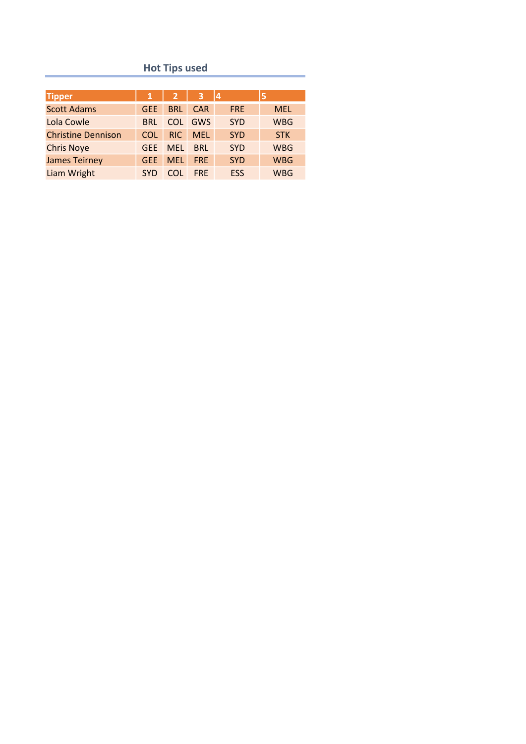## Hot Tips used

| Tipper | 1 | 2 | 3 | 4 | 5 |
|---|---|---|---|---|---|
| Scott Adams | GEE | BRL | CAR | FRE | MEL |
| Lola Cowle | BRL | COL | GWS | SYD | WBG |
| Christine Dennison | COL | RIC | MEL | SYD | STK |
| Chris Noye | GEE | MEL | BRL | SYD | WBG |
| James Teirney | GEE | MEL | FRE | SYD | WBG |
| Liam Wright | SYD | COL | FRE | ESS | WBG |